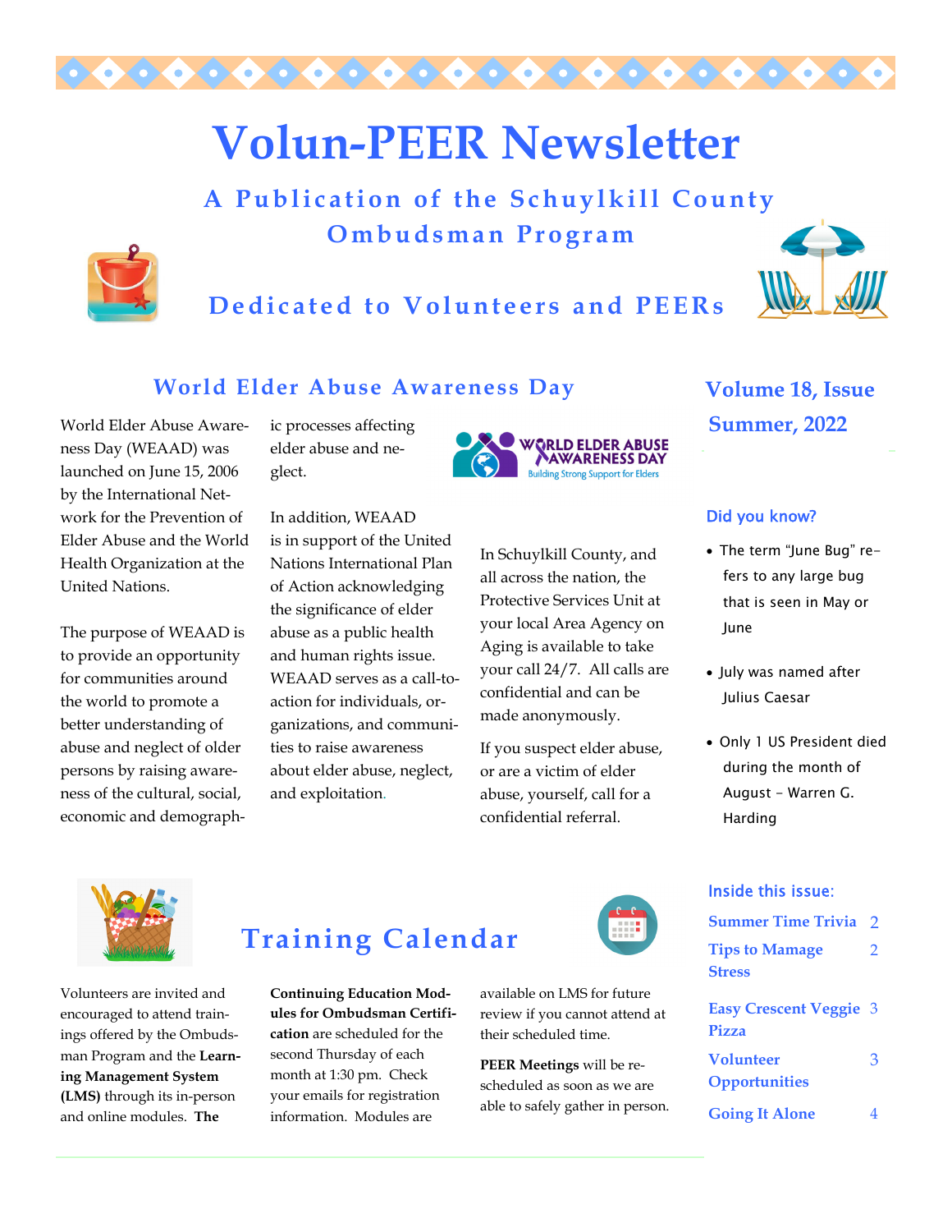# Volun-PEER Newsletter

## A Publication of the Schuylkill County Ombudsman Program

### Dedicated to Volunteers and PEERs

**Volume 18, Issue Summer, 2022**

## World Elder Abuse Awareness Day

World Elder Abuse Awareness Day (WEAAD) was launched on June 15, 2006 by the International Network for the Prevention of Elder Abuse and the World Health Organization at the United Nations.

The purpose of WEAAD is to provide an opportunity for communities around the world to promote a better understanding of abuse and neglect of older persons by raising awareness of the cultural, social, economic and demographic processes affecting elder abuse and neglect.

In addition, WEAAD is in support of the United Nations International Plan of Action acknowledging the significance of elder abuse as a public health and human rights issue. WEAAD serves as a call-to-action for individuals, organizations, and communities to raise awareness about elder abuse, neglect, and exploitation.

WORLD ELDER ABUSE AWARENESS DAY
Building Strong Support for Elders

In Schuylkill County, and all across the nation, the Protective Services Unit at your local Area Agency on Aging is available to take your call 24/7. All calls are confidential and can be made anonymously.

If you suspect elder abuse, or are a victim of elder abuse, yourself, call for a confidential referral.

### Did you know?

- The term "June Bug" refers to any large bug that is seen in May or June
- July was named after Julius Caesar
- Only 1 US President died during the month of August - Warren G. Harding

## Training Calendar

Volunteers are invited and encouraged to attend trainings offered by the Ombudsman Program and the **Learning Management System (LMS)** through its in-person and online modules. **The Continuing Education Modules for Ombudsman Certification** are scheduled for the second Thursday of each month at 1:30 pm. Check your emails for registration information. Modules are available on LMS for future review if you cannot attend at their scheduled time.

**PEER Meetings** will be rescheduled as soon as we are able to safely gather in person.

### Inside this issue:

| | |
|---|---|
| Summer Time Trivia | 2 |
| Tips to Mamage Stress | 2 |
| Easy Crescent Veggie Pizza | 3 |
| Volunteer Opportunities | 3 |
| Going It Alone | 4 |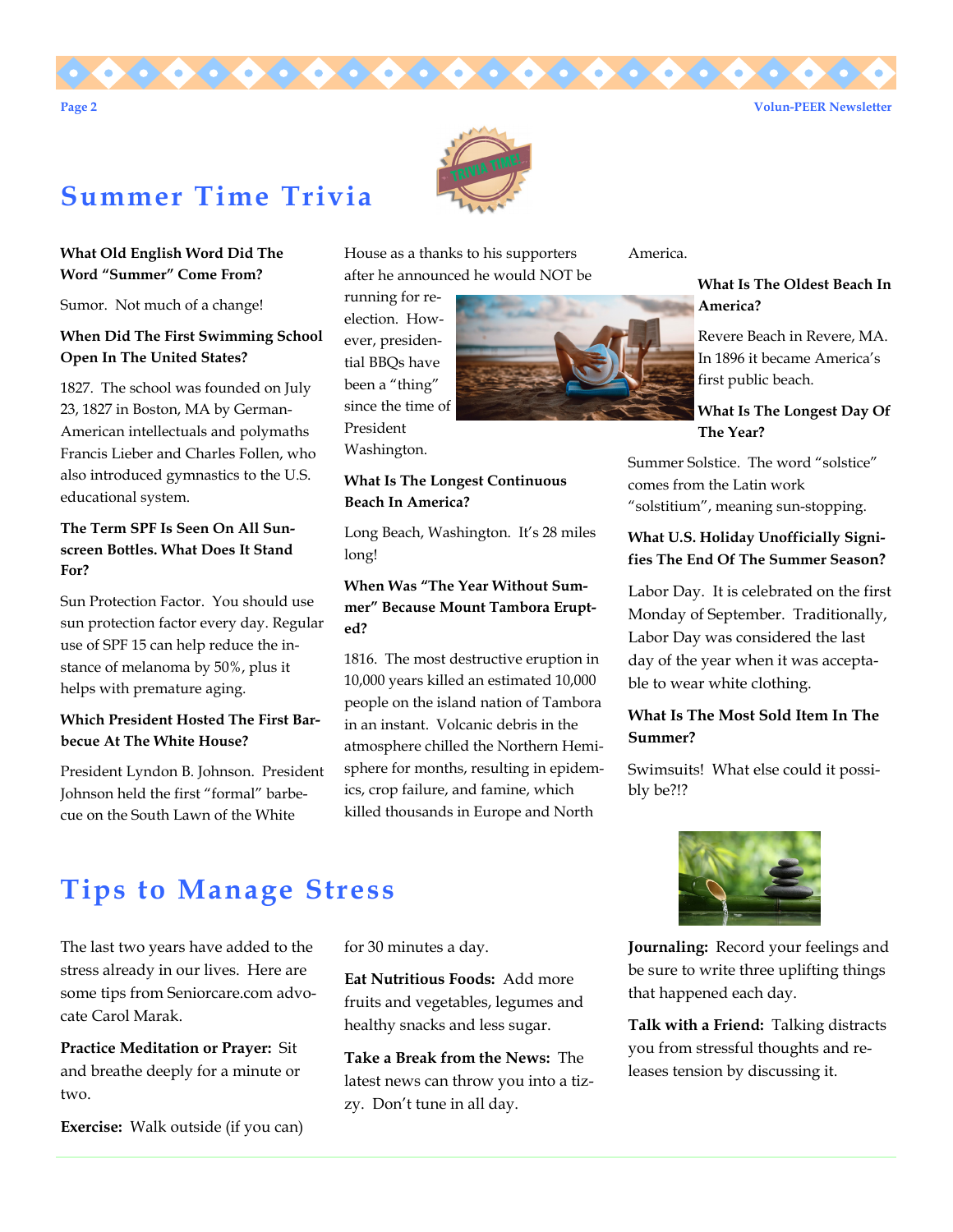## Summer Time Trivia

**What Old English Word Did The Word "Summer" Come From?**

Sumor. Not much of a change!

**When Did The First Swimming School Open In The United States?**

1827. The school was founded on July 23, 1827 in Boston, MA by German-American intellectuals and polymaths Francis Lieber and Charles Follen, who also introduced gymnastics to the U.S. educational system.

**The Term SPF Is Seen On All Sunscreen Bottles. What Does It Stand For?**

Sun Protection Factor. You should use sun protection factor every day. Regular use of SPF 15 can help reduce the instance of melanoma by 50%, plus it helps with premature aging.

**Which President Hosted The First Barbecue At The White House?**

President Lyndon B. Johnson. President Johnson held the first "formal" barbecue on the South Lawn of the White House as a thanks to his supporters after he announced he would NOT be running for re-election. However, presidential BBQs have been a "thing" since the time of President Washington.

**What Is The Longest Continuous Beach In America?**

Long Beach, Washington. It's 28 miles long!

**When Was "The Year Without Summer" Because Mount Tambora Erupted?**

1816. The most destructive eruption in 10,000 years killed an estimated 10,000 people on the island nation of Tambora in an instant. Volcanic debris in the atmosphere chilled the Northern Hemisphere for months, resulting in epidemics, crop failure, and famine, which killed thousands in Europe and North America.

**What Is The Oldest Beach In America?**

Revere Beach in Revere, MA. In 1896 it became America's first public beach.

**What Is The Longest Day Of The Year?**

Summer Solstice. The word "solstice" comes from the Latin work "solstitium", meaning sun-stopping.

**What U.S. Holiday Unofficially Signifies The End Of The Summer Season?**

Labor Day. It is celebrated on the first Monday of September. Traditionally, Labor Day was considered the last day of the year when it was acceptable to wear white clothing.

**What Is The Most Sold Item In The Summer?**

Swimsuits! What else could it possibly be?!?

## Tips to Manage Stress

The last two years have added to the stress already in our lives. Here are some tips from Seniorcare.com advocate Carol Marak.

**Practice Meditation or Prayer:** Sit and breathe deeply for a minute or two.

**Exercise:** Walk outside (if you can) for 30 minutes a day.

**Eat Nutritious Foods:** Add more fruits and vegetables, legumes and healthy snacks and less sugar.

**Take a Break from the News:** The latest news can throw you into a tizzy. Don't tune in all day.

**Journaling:** Record your feelings and be sure to write three uplifting things that happened each day.

**Talk with a Friend:** Talking distracts you from stressful thoughts and releases tension by discussing it.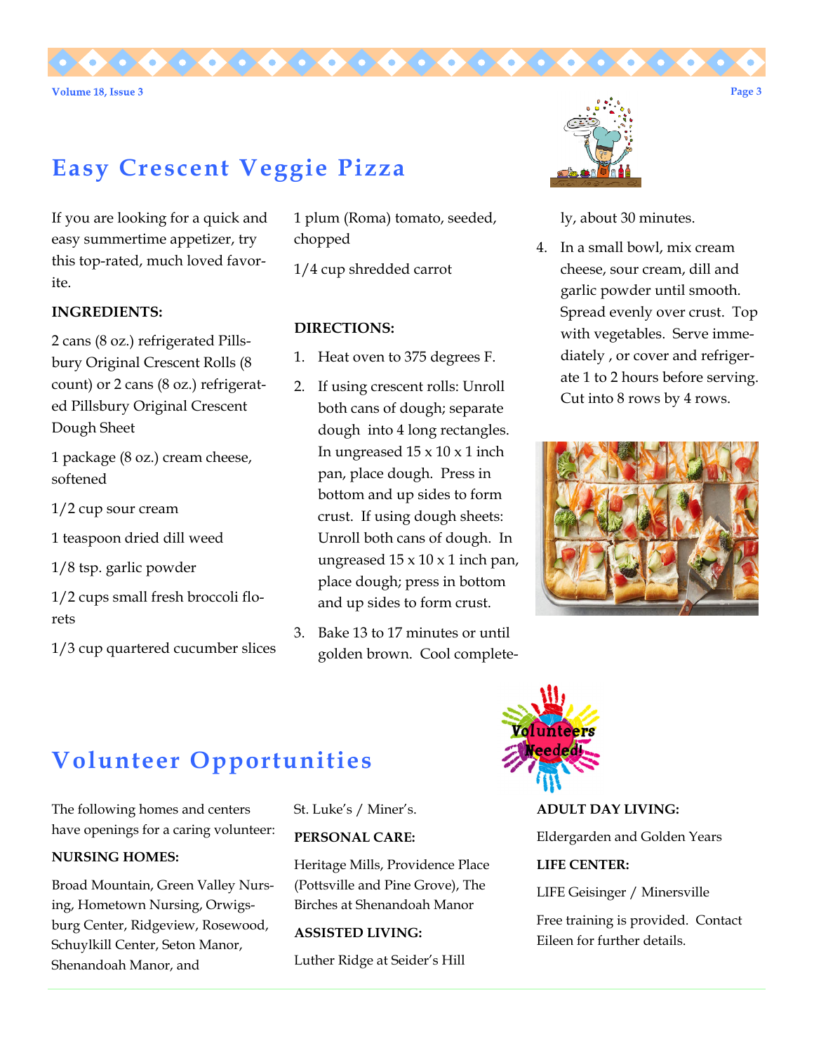# Easy Crescent Veggie Pizza

If you are looking for a quick and easy summertime appetizer, try this top-rated, much loved favorite.

**INGREDIENTS:**

2 cans (8 oz.) refrigerated Pillsbury Original Crescent Rolls (8 count) or 2 cans (8 oz.) refrigerated Pillsbury Original Crescent Dough Sheet

1 package (8 oz.) cream cheese, softened

1/2 cup sour cream

1 teaspoon dried dill weed

1/8 tsp. garlic powder

1/2 cups small fresh broccoli florets

1/3 cup quartered cucumber slices

1 plum (Roma) tomato, seeded, chopped

1/4 cup shredded carrot

**DIRECTIONS:**

1. Heat oven to 375 degrees F.
2. If using crescent rolls: Unroll both cans of dough; separate dough into 4 long rectangles. In ungreased 15 x 10 x 1 inch pan, place dough. Press in bottom and up sides to form crust. If using dough sheets: Unroll both cans of dough. In ungreased 15 x 10 x 1 inch pan, place dough; press in bottom and up sides to form crust.
3. Bake 13 to 17 minutes or until golden brown. Cool completely, about 30 minutes.
4. In a small bowl, mix cream cheese, sour cream, dill and garlic powder until smooth. Spread evenly over crust. Top with vegetables. Serve immediately , or cover and refrigerate 1 to 2 hours before serving. Cut into 8 rows by 4 rows.

# Volunteer Opportunities

The following homes and centers have openings for a caring volunteer:

**NURSING HOMES:**

Broad Mountain, Green Valley Nursing, Hometown Nursing, Orwigsburg Center, Ridgeview, Rosewood, Schuylkill Center, Seton Manor, Shenandoah Manor, and St. Luke's / Miner's.

**PERSONAL CARE:**

Heritage Mills, Providence Place (Pottsville and Pine Grove), The Birches at Shenandoah Manor

**ASSISTED LIVING:**

Luther Ridge at Seider's Hill

**ADULT DAY LIVING:**

Eldergarden and Golden Years

**LIFE CENTER:**

LIFE Geisinger / Minersville

Free training is provided. Contact Eileen for further details.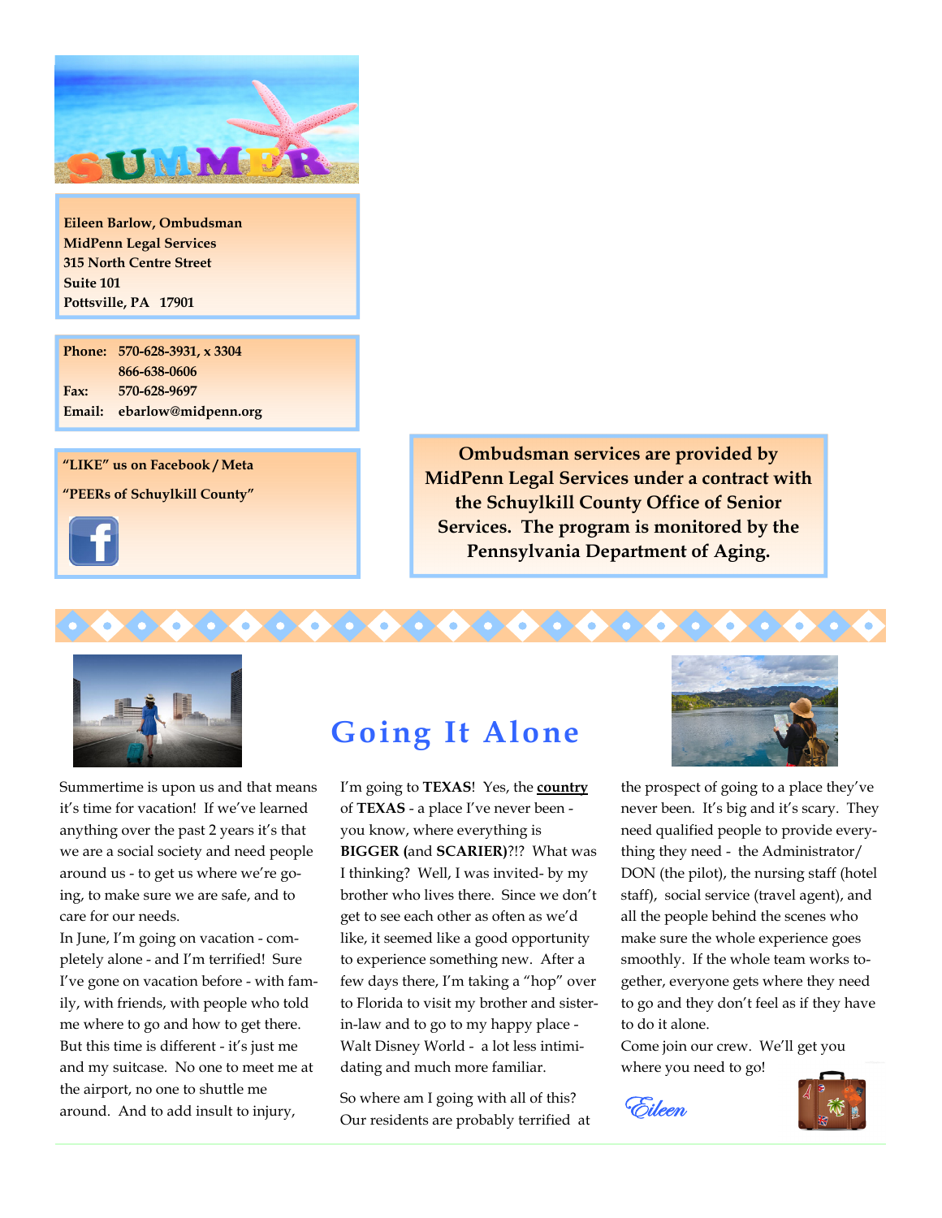**Eileen Barlow, Ombudsman**
**MidPenn Legal Services**
**315 North Centre Street**
**Suite 101**
**Pottsville, PA 17901**

| | |
|---|---|
| **Phone:** | **570-628-3931, x 3304** |
| | **866-638-0606** |
| **Fax:** | **570-628-9697** |
| **Email:** | **ebarlow@midpenn.org** |

**"LIKE" us on Facebook / Meta**

**"PEERs of Schuylkill County"**

**Ombudsman services are provided by MidPenn Legal Services under a contract with the Schuylkill County Office of Senior Services. The program is monitored by the Pennsylvania Department of Aging.**

## Going It Alone

Summertime is upon us and that means it's time for vacation! If we've learned anything over the past 2 years it's that we are a social society and need people around us - to get us where we're going, to make sure we are safe, and to care for our needs.

In June, I'm going on vacation - completely alone - and I'm terrified! Sure I've gone on vacation before - with family, with friends, with people who told me where to go and how to get there. But this time is different - it's just me and my suitcase. No one to meet me at the airport, no one to shuttle me around. And to add insult to injury, I'm going to **TEXAS**! Yes, the **country** of **TEXAS** - a place I've never been - you know, where everything is **BIGGER (**and **SCARIER)**?!? What was I thinking? Well, I was invited- by my brother who lives there. Since we don't get to see each other as often as we'd like, it seemed like a good opportunity to experience something new. After a few days there, I'm taking a "hop" over to Florida to visit my brother and sister-in-law and to go to my happy place - Walt Disney World - a lot less intimidating and much more familiar.

So where am I going with all of this? Our residents are probably terrified at the prospect of going to a place they've never been. It's big and it's scary. They need qualified people to provide everything they need - the Administrator/DON (the pilot), the nursing staff (hotel staff), social service (travel agent), and all the people behind the scenes who make sure the whole experience goes smoothly. If the whole team works together, everyone gets where they need to go and they don't feel as if they have to do it alone.

Come join our crew. We'll get you where you need to go!

*Eileen*